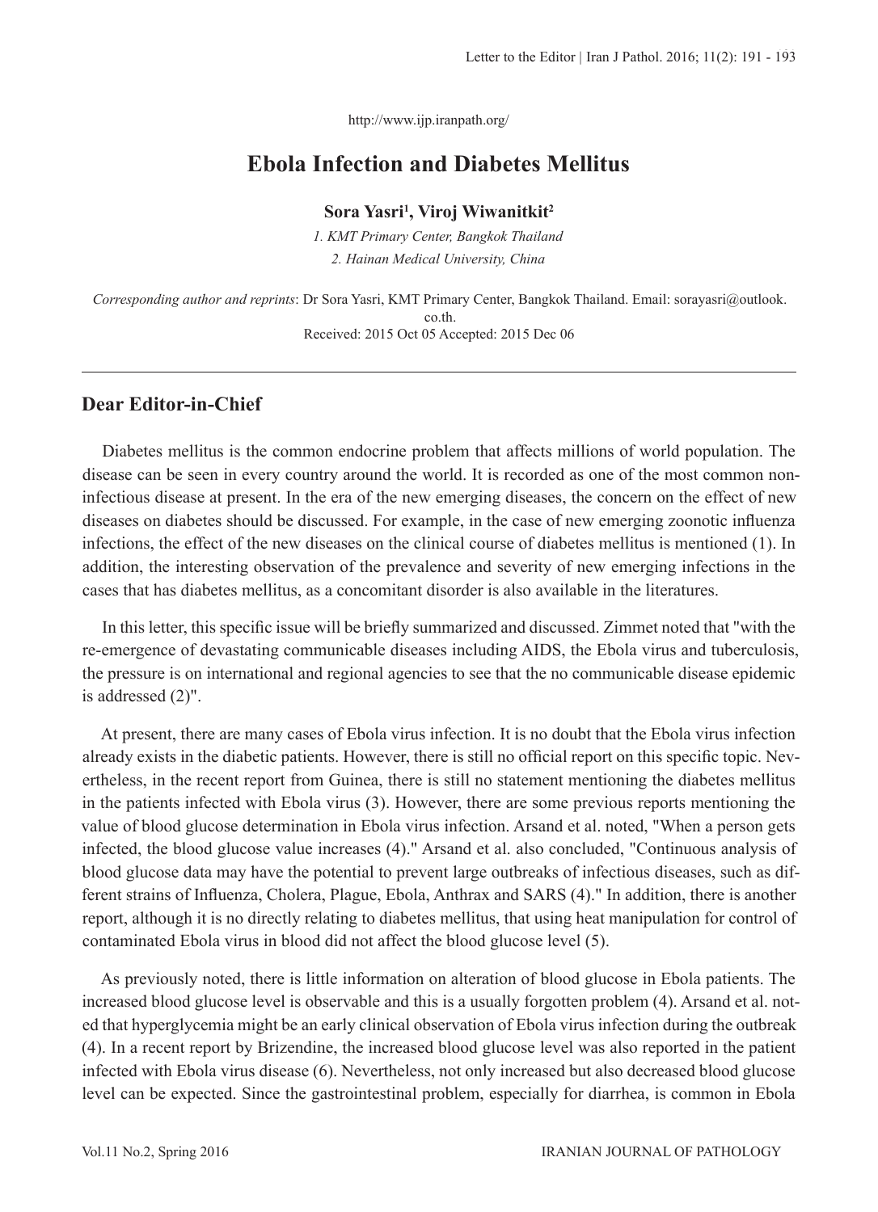http://www.ijp.iranpath.org/

# Ebola Infection and Diabetes Mellitus

**Sora Yasri[1], Viroj Wiwanitkit[2]**

*1. KMT Primary Center, Bangkok Thailand*

*2. Hainan Medical University, China*

*Corresponding author and reprints*: Dr Sora Yasri, KMT Primary Center, Bangkok Thailand. Email: sorayasri@outlook.co.th.

Received: 2015 Oct 05 Accepted: 2015 Dec 06

---

## Dear Editor-in-Chief

Diabetes mellitus is the common endocrine problem that affects millions of world population. The disease can be seen in every country around the world. It is recorded as one of the most common non-infectious disease at present. In the era of the new emerging diseases, the concern on the effect of new diseases on diabetes should be discussed. For example, in the case of new emerging zoonotic influenza infections, the effect of the new diseases on the clinical course of diabetes mellitus is mentioned (1). In addition, the interesting observation of the prevalence and severity of new emerging infections in the cases that has diabetes mellitus, as a concomitant disorder is also available in the literatures.

In this letter, this specific issue will be briefly summarized and discussed. Zimmet noted that "with the re-emergence of devastating communicable diseases including AIDS, the Ebola virus and tuberculosis, the pressure is on international and regional agencies to see that the no communicable disease epidemic is addressed (2)".

At present, there are many cases of Ebola virus infection. It is no doubt that the Ebola virus infection already exists in the diabetic patients. However, there is still no official report on this specific topic. Nevertheless, in the recent report from Guinea, there is still no statement mentioning the diabetes mellitus in the patients infected with Ebola virus (3). However, there are some previous reports mentioning the value of blood glucose determination in Ebola virus infection. Arsand et al. noted, "When a person gets infected, the blood glucose value increases (4)." Arsand et al. also concluded, "Continuous analysis of blood glucose data may have the potential to prevent large outbreaks of infectious diseases, such as different strains of Influenza, Cholera, Plague, Ebola, Anthrax and SARS (4)." In addition, there is another report, although it is no directly relating to diabetes mellitus, that using heat manipulation for control of contaminated Ebola virus in blood did not affect the blood glucose level (5).

As previously noted, there is little information on alteration of blood glucose in Ebola patients. The increased blood glucose level is observable and this is a usually forgotten problem (4). Arsand et al. noted that hyperglycemia might be an early clinical observation of Ebola virus infection during the outbreak (4). In a recent report by Brizendine, the increased blood glucose level was also reported in the patient infected with Ebola virus disease (6). Nevertheless, not only increased but also decreased blood glucose level can be expected. Since the gastrointestinal problem, especially for diarrhea, is common in Ebola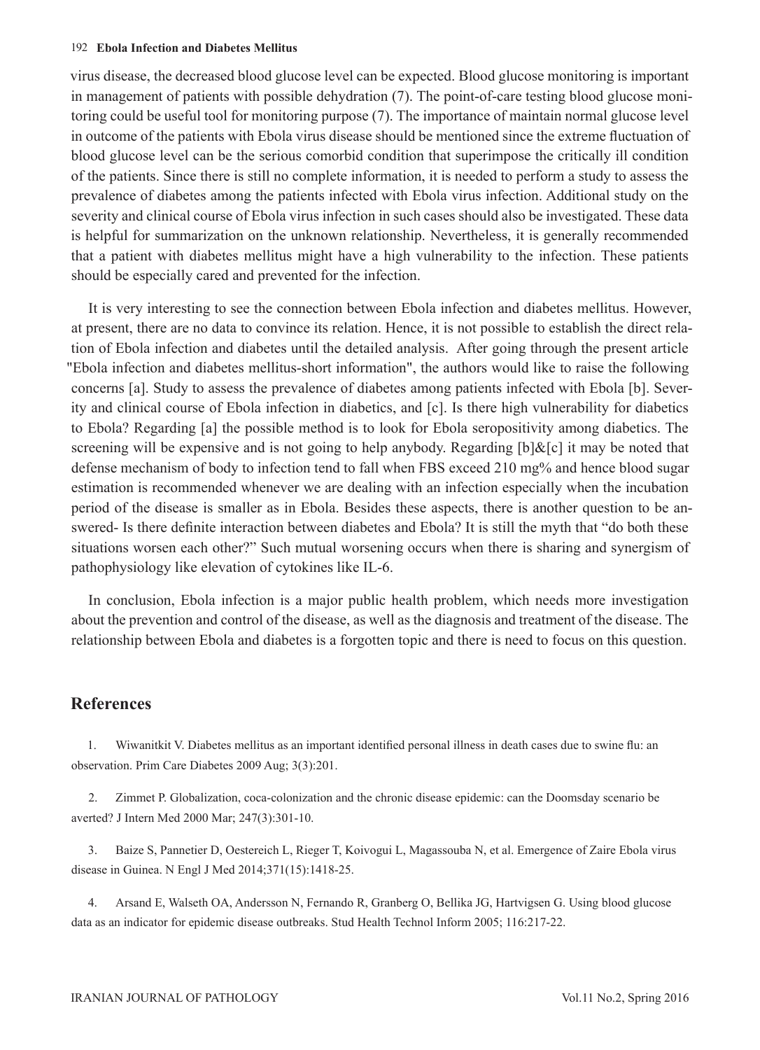virus disease, the decreased blood glucose level can be expected. Blood glucose monitoring is important in management of patients with possible dehydration (7). The point-of-care testing blood glucose monitoring could be useful tool for monitoring purpose (7). The importance of maintain normal glucose level in outcome of the patients with Ebola virus disease should be mentioned since the extreme fluctuation of blood glucose level can be the serious comorbid condition that superimpose the critically ill condition of the patients. Since there is still no complete information, it is needed to perform a study to assess the prevalence of diabetes among the patients infected with Ebola virus infection. Additional study on the severity and clinical course of Ebola virus infection in such cases should also be investigated. These data is helpful for summarization on the unknown relationship. Nevertheless, it is generally recommended that a patient with diabetes mellitus might have a high vulnerability to the infection. These patients should be especially cared and prevented for the infection.

It is very interesting to see the connection between Ebola infection and diabetes mellitus. However, at present, there are no data to convince its relation. Hence, it is not possible to establish the direct relation of Ebola infection and diabetes until the detailed analysis. After going through the present article "Ebola infection and diabetes mellitus-short information", the authors would like to raise the following concerns [a]. Study to assess the prevalence of diabetes among patients infected with Ebola [b]. Severity and clinical course of Ebola infection in diabetics, and [c]. Is there high vulnerability for diabetics to Ebola? Regarding [a] the possible method is to look for Ebola seropositivity among diabetics. The screening will be expensive and is not going to help anybody. Regarding [b]&[c] it may be noted that defense mechanism of body to infection tend to fall when FBS exceed 210 mg% and hence blood sugar estimation is recommended whenever we are dealing with an infection especially when the incubation period of the disease is smaller as in Ebola. Besides these aspects, there is another question to be answered- Is there definite interaction between diabetes and Ebola? It is still the myth that "do both these situations worsen each other?" Such mutual worsening occurs when there is sharing and synergism of pathophysiology like elevation of cytokines like IL-6.

In conclusion, Ebola infection is a major public health problem, which needs more investigation about the prevention and control of the disease, as well as the diagnosis and treatment of the disease. The relationship between Ebola and diabetes is a forgotten topic and there is need to focus on this question.

## References

1. Wiwanitkit V. Diabetes mellitus as an important identified personal illness in death cases due to swine flu: an observation. Prim Care Diabetes 2009 Aug; 3(3):201.

2. Zimmet P. Globalization, coca-colonization and the chronic disease epidemic: can the Doomsday scenario be averted? J Intern Med 2000 Mar; 247(3):301-10.

3. Baize S, Pannetier D, Oestereich L, Rieger T, Koivogui L, Magassouba N, et al. Emergence of Zaire Ebola virus disease in Guinea. N Engl J Med 2014;371(15):1418-25.

4. Arsand E, Walseth OA, Andersson N, Fernando R, Granberg O, Bellika JG, Hartvigsen G. Using blood glucose data as an indicator for epidemic disease outbreaks. Stud Health Technol Inform 2005; 116:217-22.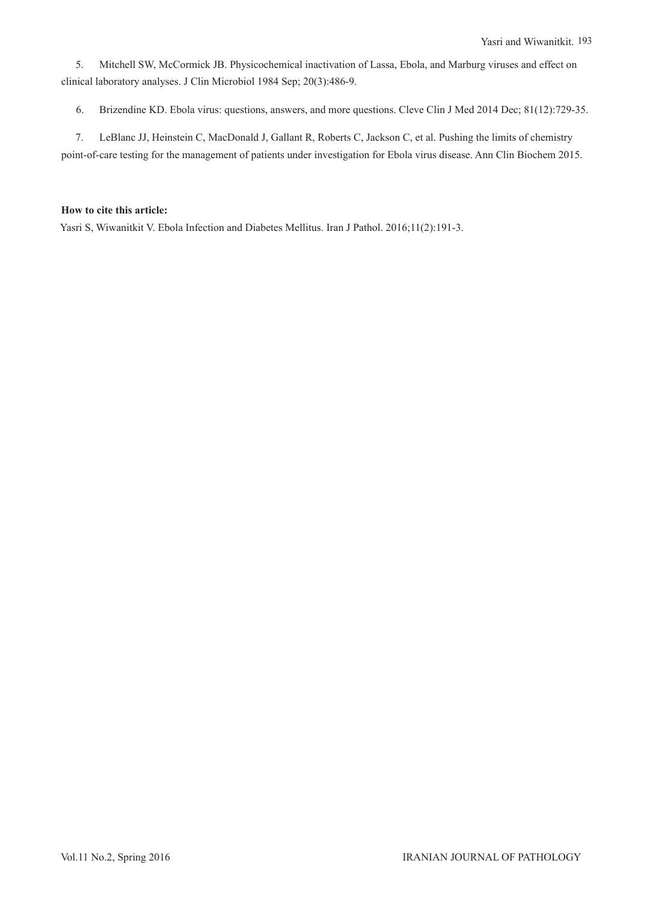5. Mitchell SW, McCormick JB. Physicochemical inactivation of Lassa, Ebola, and Marburg viruses and effect on clinical laboratory analyses. J Clin Microbiol 1984 Sep; 20(3):486-9.

6. Brizendine KD. Ebola virus: questions, answers, and more questions. Cleve Clin J Med 2014 Dec; 81(12):729-35.

7. LeBlanc JJ, Heinstein C, MacDonald J, Gallant R, Roberts C, Jackson C, et al. Pushing the limits of chemistry point-of-care testing for the management of patients under investigation for Ebola virus disease. Ann Clin Biochem 2015.

**How to cite this article:**

Yasri S, Wiwanitkit V. Ebola Infection and Diabetes Mellitus. Iran J Pathol. 2016;11(2):191-3.